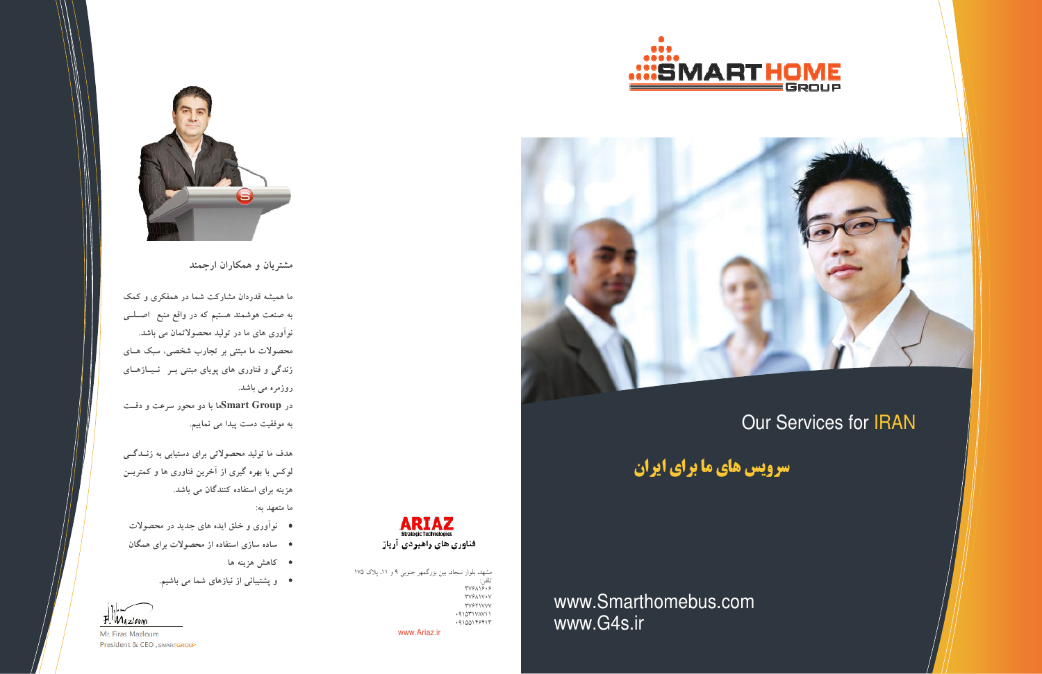مشتریان و همکاران ارجمند

ما همیشه قدردان مشارکت شما در همفکری و کمک به صنعت هوشمند هستیم که در واقع منبع اصـلـی نوآوری های ما در تولید محصولاتمان می باشد.
محصولات ما مبتنی بر تجارب شخصی، سبک هـای زندگی و فناوری های پویای مبتنی بـر نـیـازهـای روزمره می باشد.
در Smart Group ما با دو محور سرعت و دقـت به موفقیت دست پیدا می نماییم.

هدف ما تولید محصولاتی برای دستیابی به زنـدگـی لوکس با بهره گیری از آخرین فناوری ها و کمتریـن هزینه برای استفاده کنندگان می باشد.

ما متعهد به:

- نوآوری و خلق ایده های جدید در محصولات
- ساده سازی استفاده از محصولات برای همگان
- کاهش هزینه ها
- و پشتیبانی از نیازهای شما می باشیم.

F. Mazloum

Mr. Firas Mazloum
President & CEO , SMARTGROUP

ARIAZ
Strategic Technologies
فناوری های راهبردی آریاز

مشهد، بلوار سجاد، بین بزرگمهر جنوبی ۹ و ۱۱، پلاک ۱۷۵
تلفن:
۳۷۶۸۱۶۰۶
۳۷۶۸۱۷۰۷
۳۷۶۲۱۷۷۷
۰۹۱۵۳۱۷۸۷۱۱
۰۹۱۵۵۱۴۶۴۱۳

www.Ariaz.ir

SMARTHOME GROUP

## Our Services for IRAN

## سرویس های ما برای ایران

www.Smarthomebus.com
www.G4s.ir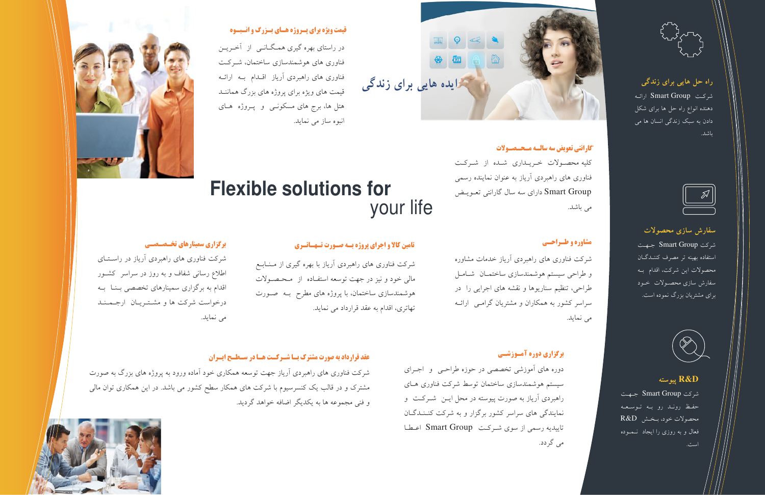## راه حل هایی برای زندگی

شرکت Smart Group ارائه دهنده انواع راه حل ها برای شکل دادن به سبک زندگی انسان ها می باشد.

## سفارش سازی محصولات

شرکت Smart Group جهت استفاده بهینه تر مصرف کنندگان محصولات این شرکت، اقدام به سفارش سازی محصولات خود برای مشتریان بزرگ نموده است.

## R&D پیوسته

شرکت Smart Group جهت حفظ روند رو به توسعه محصولات خود، بخش R&D فعال و به روزی را ایجاد نموده است.

## ایده هایی برای زندگی

## قیمت ویژه برای پروژه های بزرگ و انبوه

در راستای بهره گیری همگانی از آخرین فناوری های هوشمندسازی ساختمان، شرکت فناوری های راهبردی آریاز اقدام به ارائه قیمت های ویژه برای پروژه های بزرگ همانند هتل ها، برج های مسکونی و پروژه های انبوه ساز می نماید.

## گارانتی تعویض سه ساله محصولات

کلیه محصولات خریداری شده از شرکت فناوری های راهبردی آریاز به عنوان نماینده رسمی Smart Group دارای سه سال گارانتی تعویض می باشد.

# Flexible solutions for your life

## مشاوره و طراحی

شرکت فناوری های راهبردی آریاز خدمات مشاوره و طراحی سیستم هوشمندسازی ساختمان شامل طراحی، تنظیم سناریوها و نقشه های اجرایی را در سراسر کشور به همکاران و مشتریان گرامی ارائه می نماید.

## تامین کالا و اجرای پروژه به صورت تهاتری

شرکت فناوری های راهبردی آریاز با بهره گیری از منابع مالی خود و نیز در جهت توسعه استفاده از محصولات هوشمندسازی ساختمان، با پروژه های مطرح به صورت تهاتری، اقدام به عقد قرارداد می نماید.

## برگزاری سمینارهای تخصصی

شرکت فناوری های راهبردی آریاز در راستای اطلاع رسانی شفاف و به روز در سراسر کشور اقدام به برگزاری سمینارهای تخصصی بنا به درخواست شرکت ها و مشتریان ارجمند می نماید.

## برگزاری دوره آموزشی

دوره های آموزشی تخصصی در حوزه طراحی و اجرای سیستم هوشمندسازی ساختمان توسط شرکت فناوری های راهبردی آریاز به صورت پیوسته در محل این شرکت و نمایندگی های سراسر کشور برگزار و به شرکت کنندگان تاییدیه رسمی از سوی شرکت Smart Group اعطا می گردد.

## عقد قرارداد به صورت مشترک با شرکت ها در سطح ایران

شرکت فناوری های راهبردی آریاز جهت توسعه همکاری خود آماده ورود به پروژه های بزرگ به صورت مشترک و در قالب یک کنسرسیوم با شرکت های همکار سطح کشور می باشد. در این همکاری توان مالی و فنی مجموعه ها به یکدیگر اضافه خواهد گردید.